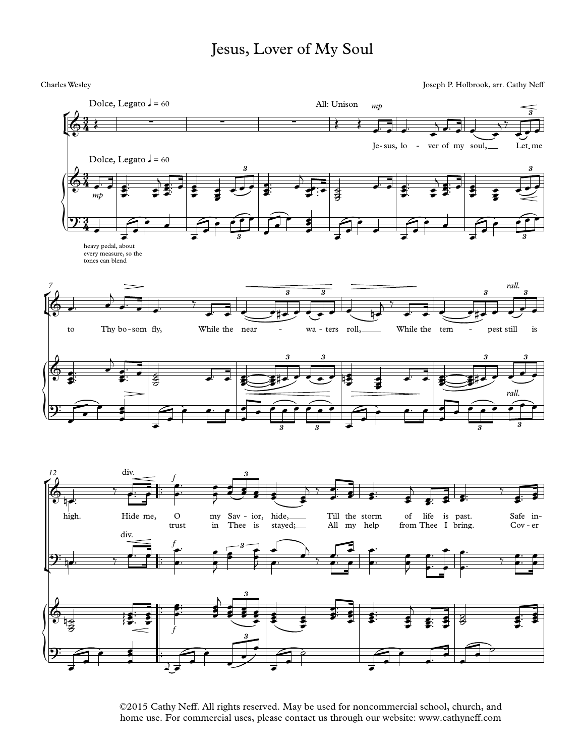# Jesus, Lover of My Soul

Charles Wesley

Joseph P. Holbrook, arr. Cathy Neff

Dolce, Legato ♩ = 60

All: Unison *mp*

Je - sus, lo - ver of my soul, Let me to Thy bo - som fly, While the near - wa - ters roll, While the tem - pest still is high.

*rall.*

div.

*f*

Hide me, O my Sav - ior, hide, Till the storm of life is past. Safe in-

trust in Thee is stayed; All my help from Thee I bring. Cov - er

heavy pedal, about every measure, so the tones can blend

©2015 Cathy Neff. All rights reserved. May be used for noncommercial school, church, and home use. For commercial uses, please contact us through our website: www.cathyneff.com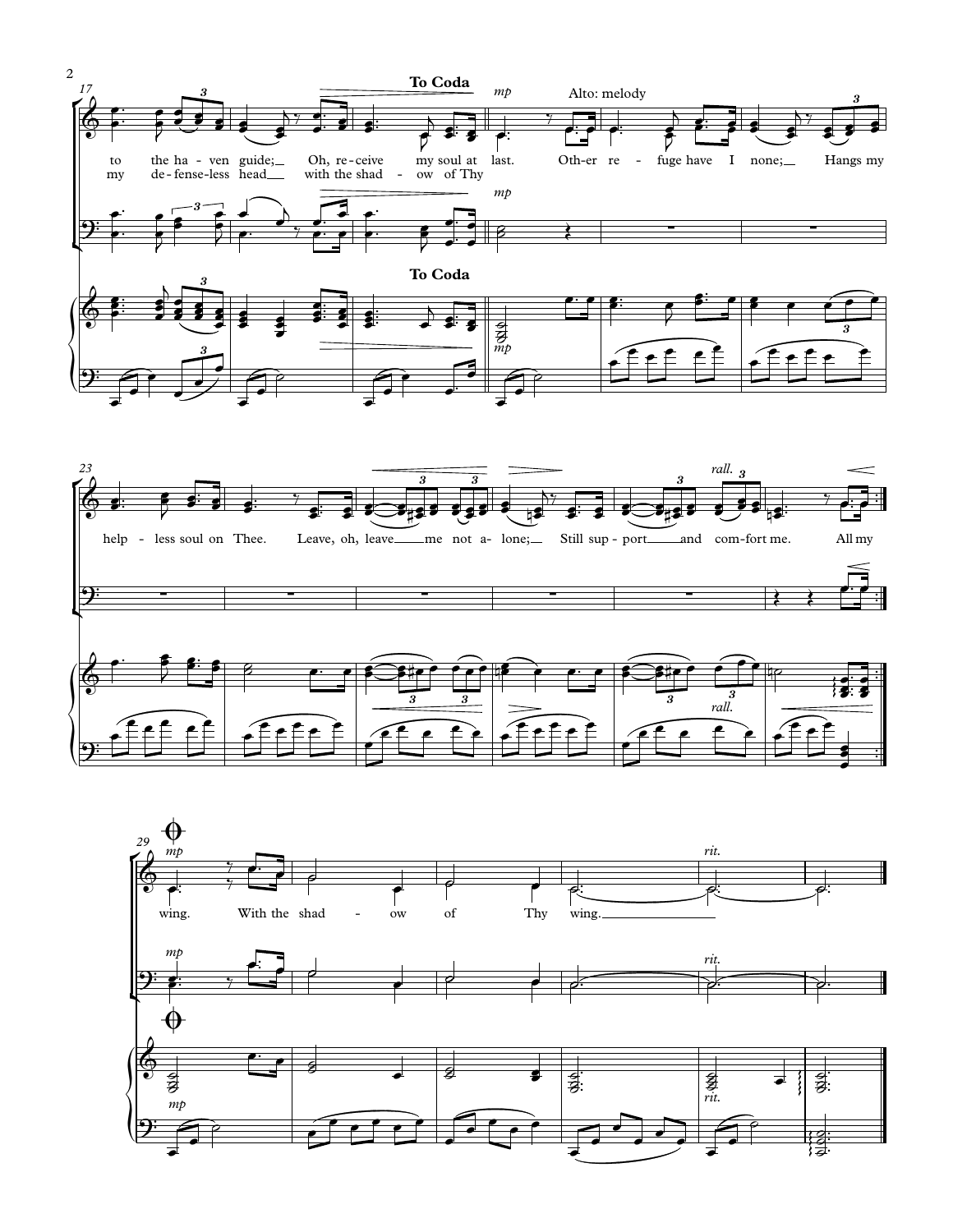To Coda

*mp*

Alto: melody

to the ha - ven guide; Oh, re - ceive my soul at last. Oth - er re - fuge have I none; Hangs my

my de - fense - less head with the shad - ow of Thy

*mp*

To Coda

*mp*

help - less soul on Thee. Leave, oh, leave me not a - lone; Still sup - port and com - fort me. All my

*rall.*

*mp*

wing. With the shad - ow of Thy wing.

*rit.*

*mp*